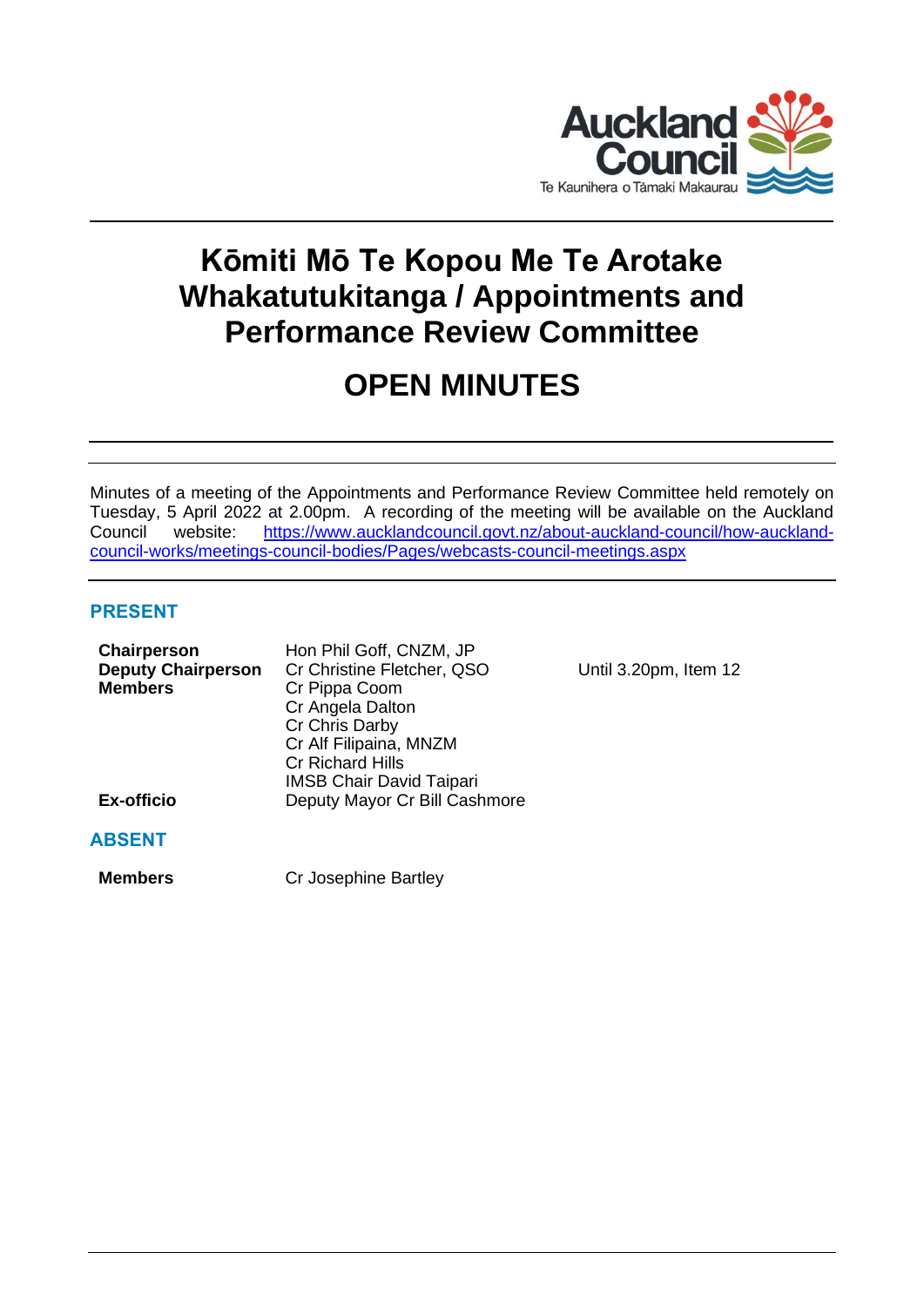# Kōmiti Mō Te Kopou Me Te Arotake Whakatutukitanga / Appointments and Performance Review Committee

# OPEN MINUTES

Minutes of a meeting of the Appointments and Performance Review Committee held remotely on Tuesday, 5 April 2022 at 2.00pm. A recording of the meeting will be available on the Auckland Council website: [https://www.aucklandcouncil.govt.nz/about-auckland-council/how-auckland-council-works/meetings-council-bodies/Pages/webcasts-council-meetings.aspx](https://www.aucklandcouncil.govt.nz/about-auckland-council/how-auckland-council-works/meetings-council-bodies/Pages/webcasts-council-meetings.aspx)

## PRESENT

| | | |
|---|---|---|
| **Chairperson** | Hon Phil Goff, CNZM, JP | |
| **Deputy Chairperson** | Cr Christine Fletcher, QSO | Until 3.20pm, Item 12 |
| **Members** | Cr Pippa Coom | |
| | Cr Angela Dalton | |
| | Cr Chris Darby | |
| | Cr Alf Filipaina, MNZM | |
| | Cr Richard Hills | |
| | IMSB Chair David Taipari | |
| **Ex-officio** | Deputy Mayor Cr Bill Cashmore | |

## ABSENT

| | |
|---|---|
| **Members** | Cr Josephine Bartley |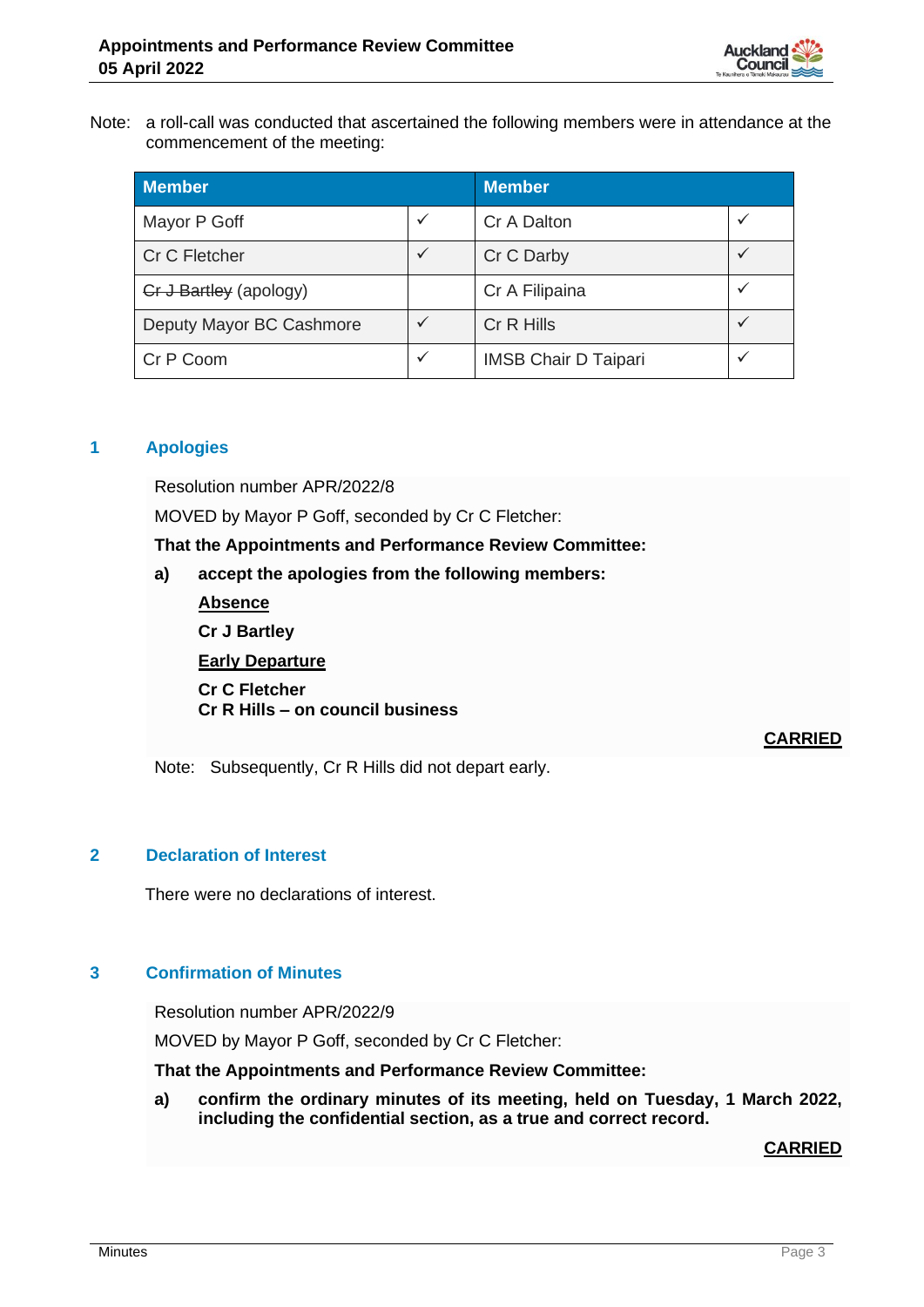Note: a roll-call was conducted that ascertained the following members were in attendance at the commencement of the meeting:

| Member | | Member | |
|---|---|---|---|
| Mayor P Goff | ✓ | Cr A Dalton | ✓ |
| Cr C Fletcher | ✓ | Cr C Darby | ✓ |
| ~~Cr J Bartley~~ (apology) | | Cr A Filipaina | ✓ |
| Deputy Mayor BC Cashmore | ✓ | Cr R Hills | ✓ |
| Cr P Coom | ✓ | IMSB Chair D Taipari | ✓ |

## 1 Apologies

Resolution number APR/2022/8

MOVED by Mayor P Goff, seconded by Cr C Fletcher:

**That the Appointments and Performance Review Committee:**

**a) accept the apologies from the following members:**

**<u>Absence</u>**

**Cr J Bartley**

**<u>Early Departure</u>**

**Cr C Fletcher**
**Cr R Hills – on council business**

**<u>CARRIED</u>**

Note: Subsequently, Cr R Hills did not depart early.

## 2 Declaration of Interest

There were no declarations of interest.

## 3 Confirmation of Minutes

Resolution number APR/2022/9

MOVED by Mayor P Goff, seconded by Cr C Fletcher:

**That the Appointments and Performance Review Committee:**

**a) confirm the ordinary minutes of its meeting, held on Tuesday, 1 March 2022, including the confidential section, as a true and correct record.**

**<u>CARRIED</u>**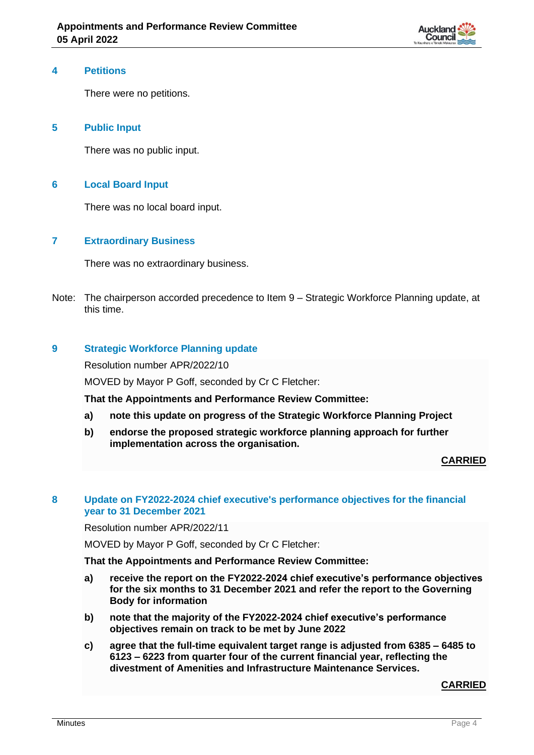## 4 Petitions

There were no petitions.

## 5 Public Input

There was no public input.

## 6 Local Board Input

There was no local board input.

## 7 Extraordinary Business

There was no extraordinary business.

Note: The chairperson accorded precedence to Item 9 – Strategic Workforce Planning update, at this time.

## 9 Strategic Workforce Planning update

Resolution number APR/2022/10

MOVED by Mayor P Goff, seconded by Cr C Fletcher:

**That the Appointments and Performance Review Committee:**

**a) note this update on progress of the Strategic Workforce Planning Project**

**b) endorse the proposed strategic workforce planning approach for further implementation across the organisation.**

**CARRIED**

## 8 Update on FY2022-2024 chief executive's performance objectives for the financial year to 31 December 2021

Resolution number APR/2022/11

MOVED by Mayor P Goff, seconded by Cr C Fletcher:

**That the Appointments and Performance Review Committee:**

**a) receive the report on the FY2022-2024 chief executive's performance objectives for the six months to 31 December 2021 and refer the report to the Governing Body for information**

**b) note that the majority of the FY2022-2024 chief executive's performance objectives remain on track to be met by June 2022**

**c) agree that the full-time equivalent target range is adjusted from 6385 – 6485 to 6123 – 6223 from quarter four of the current financial year, reflecting the divestment of Amenities and Infrastructure Maintenance Services.**

**CARRIED**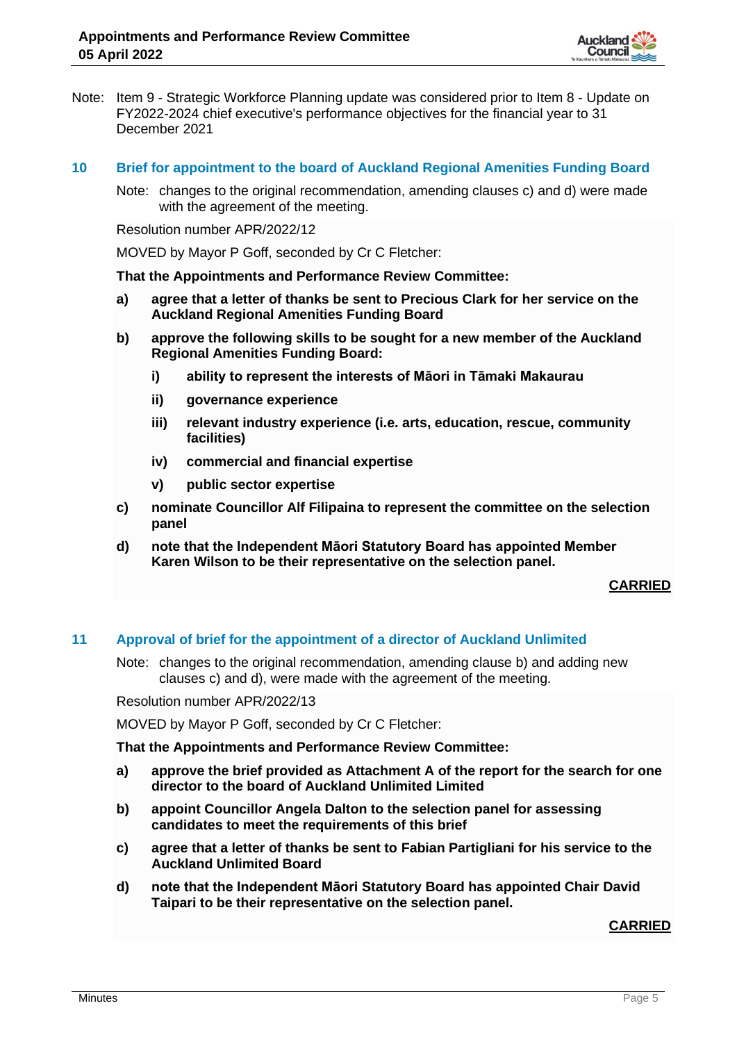Note: Item 9 - Strategic Workforce Planning update was considered prior to Item 8 - Update on FY2022-2024 chief executive's performance objectives for the financial year to 31 December 2021

## 10 Brief for appointment to the board of Auckland Regional Amenities Funding Board

Note: changes to the original recommendation, amending clauses c) and d) were made with the agreement of the meeting.

Resolution number APR/2022/12

MOVED by Mayor P Goff, seconded by Cr C Fletcher:

**That the Appointments and Performance Review Committee:**

**a) agree that a letter of thanks be sent to Precious Clark for her service on the Auckland Regional Amenities Funding Board**

**b) approve the following skills to be sought for a new member of the Auckland Regional Amenities Funding Board:**

- **i) ability to represent the interests of Māori in Tāmaki Makaurau**
- **ii) governance experience**
- **iii) relevant industry experience (i.e. arts, education, rescue, community facilities)**
- **iv) commercial and financial expertise**
- **v) public sector expertise**

**c) nominate Councillor Alf Filipaina to represent the committee on the selection panel**

**d) note that the Independent Māori Statutory Board has appointed Member Karen Wilson to be their representative on the selection panel.**

**CARRIED**

## 11 Approval of brief for the appointment of a director of Auckland Unlimited

Note: changes to the original recommendation, amending clause b) and adding new clauses c) and d), were made with the agreement of the meeting.

Resolution number APR/2022/13

MOVED by Mayor P Goff, seconded by Cr C Fletcher:

**That the Appointments and Performance Review Committee:**

**a) approve the brief provided as Attachment A of the report for the search for one director to the board of Auckland Unlimited Limited**

**b) appoint Councillor Angela Dalton to the selection panel for assessing candidates to meet the requirements of this brief**

**c) agree that a letter of thanks be sent to Fabian Partigliani for his service to the Auckland Unlimited Board**

**d) note that the Independent Māori Statutory Board has appointed Chair David Taipari to be their representative on the selection panel.**

**CARRIED**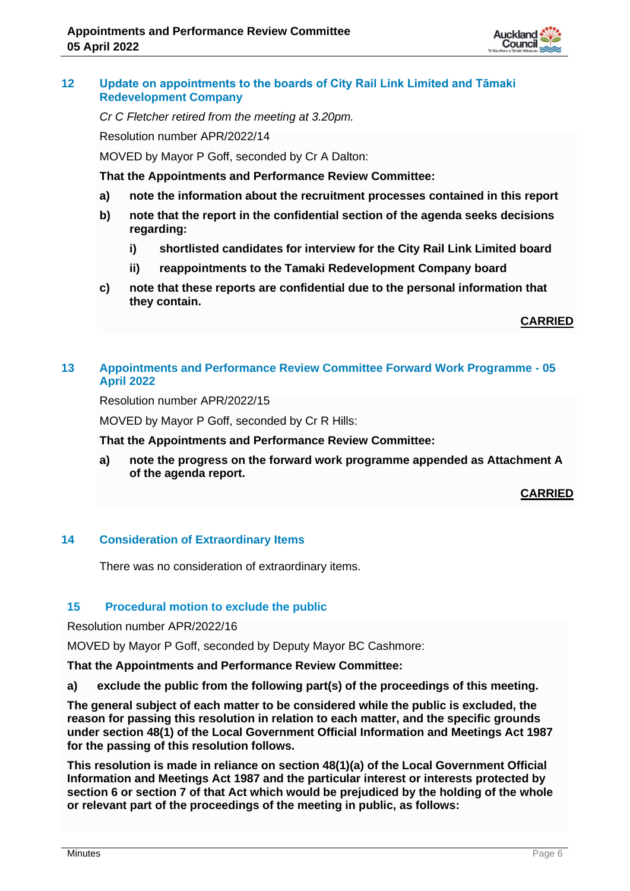## 12 Update on appointments to the boards of City Rail Link Limited and Tāmaki Redevelopment Company

*Cr C Fletcher retired from the meeting at 3.20pm.*

Resolution number APR/2022/14

MOVED by Mayor P Goff, seconded by Cr A Dalton:

**That the Appointments and Performance Review Committee:**

**a) note the information about the recruitment processes contained in this report**

**b) note that the report in the confidential section of the agenda seeks decisions regarding:**

**i) shortlisted candidates for interview for the City Rail Link Limited board**

**ii) reappointments to the Tamaki Redevelopment Company board**

**c) note that these reports are confidential due to the personal information that they contain.**

**CARRIED**

## 13 Appointments and Performance Review Committee Forward Work Programme - 05 April 2022

Resolution number APR/2022/15

MOVED by Mayor P Goff, seconded by Cr R Hills:

**That the Appointments and Performance Review Committee:**

**a) note the progress on the forward work programme appended as Attachment A of the agenda report.**

**CARRIED**

## 14 Consideration of Extraordinary Items

There was no consideration of extraordinary items.

## 15 Procedural motion to exclude the public

Resolution number APR/2022/16

MOVED by Mayor P Goff, seconded by Deputy Mayor BC Cashmore:

**That the Appointments and Performance Review Committee:**

**a) exclude the public from the following part(s) of the proceedings of this meeting.**

**The general subject of each matter to be considered while the public is excluded, the reason for passing this resolution in relation to each matter, and the specific grounds under section 48(1) of the Local Government Official Information and Meetings Act 1987 for the passing of this resolution follows.**

**This resolution is made in reliance on section 48(1)(a) of the Local Government Official Information and Meetings Act 1987 and the particular interest or interests protected by section 6 or section 7 of that Act which would be prejudiced by the holding of the whole or relevant part of the proceedings of the meeting in public, as follows:**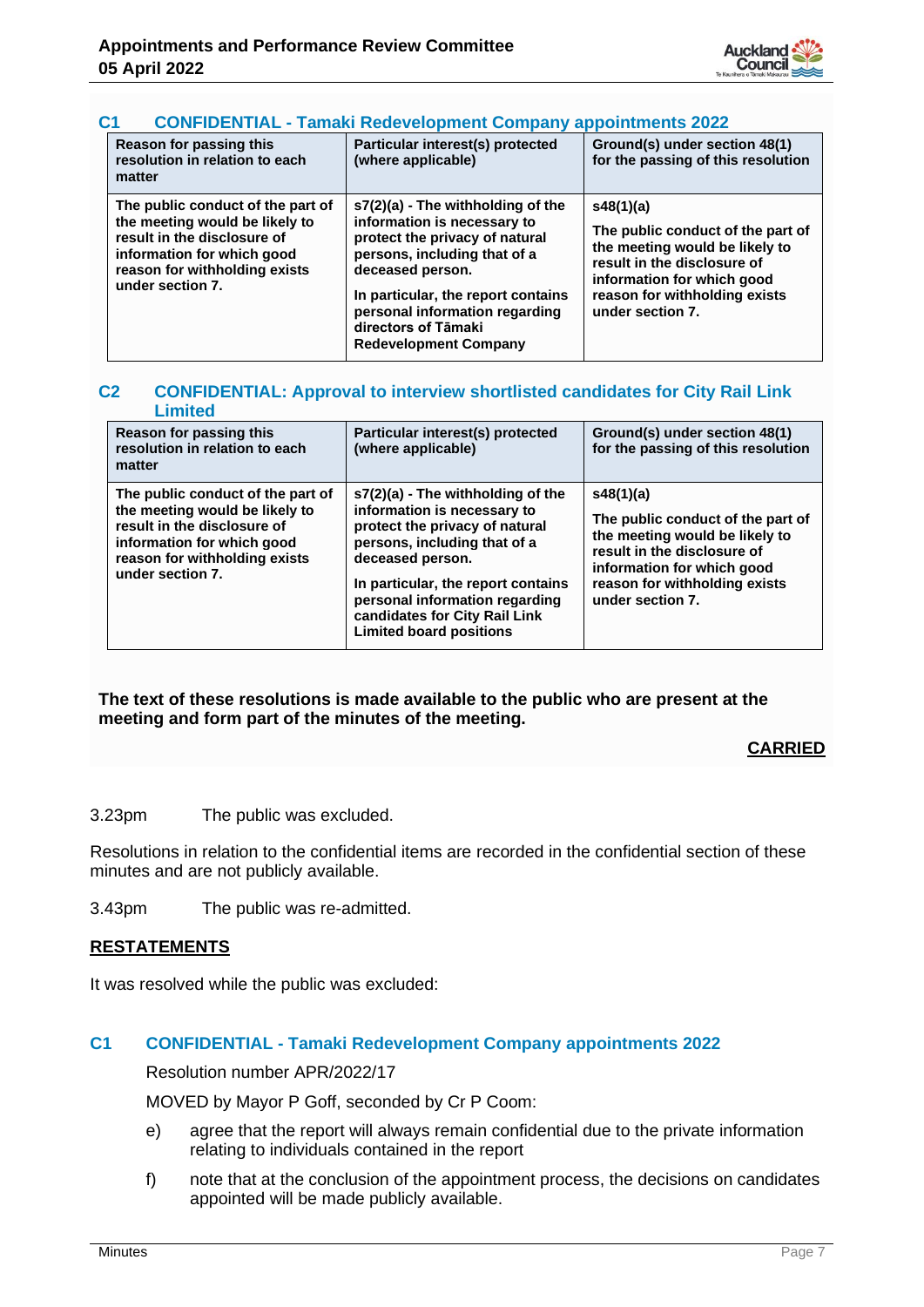### C1 CONFIDENTIAL - Tamaki Redevelopment Company appointments 2022

| Reason for passing this resolution in relation to each matter | Particular interest(s) protected (where applicable) | Ground(s) under section 48(1) for the passing of this resolution |
|---|---|---|
| The public conduct of the part of the meeting would be likely to result in the disclosure of information for which good reason for withholding exists under section 7. | s7(2)(a) - The withholding of the information is necessary to protect the privacy of natural persons, including that of a deceased person.<br><br>In particular, the report contains personal information regarding directors of Tāmaki Redevelopment Company | s48(1)(a)<br><br>The public conduct of the part of the meeting would be likely to result in the disclosure of information for which good reason for withholding exists under section 7. |

### C2 CONFIDENTIAL: Approval to interview shortlisted candidates for City Rail Link Limited

| Reason for passing this resolution in relation to each matter | Particular interest(s) protected (where applicable) | Ground(s) under section 48(1) for the passing of this resolution |
|---|---|---|
| The public conduct of the part of the meeting would be likely to result in the disclosure of information for which good reason for withholding exists under section 7. | s7(2)(a) - The withholding of the information is necessary to protect the privacy of natural persons, including that of a deceased person.<br><br>In particular, the report contains personal information regarding candidates for City Rail Link Limited board positions | s48(1)(a)<br><br>The public conduct of the part of the meeting would be likely to result in the disclosure of information for which good reason for withholding exists under section 7. |

**The text of these resolutions is made available to the public who are present at the meeting and form part of the minutes of the meeting.**

**CARRIED**

3.23pm The public was excluded.

Resolutions in relation to the confidential items are recorded in the confidential section of these minutes and are not publicly available.

3.43pm The public was re-admitted.

## RESTATEMENTS

It was resolved while the public was excluded:

### C1 CONFIDENTIAL - Tamaki Redevelopment Company appointments 2022

Resolution number APR/2022/17

MOVED by Mayor P Goff, seconded by Cr P Coom:

e) agree that the report will always remain confidential due to the private information relating to individuals contained in the report

f) note that at the conclusion of the appointment process, the decisions on candidates appointed will be made publicly available.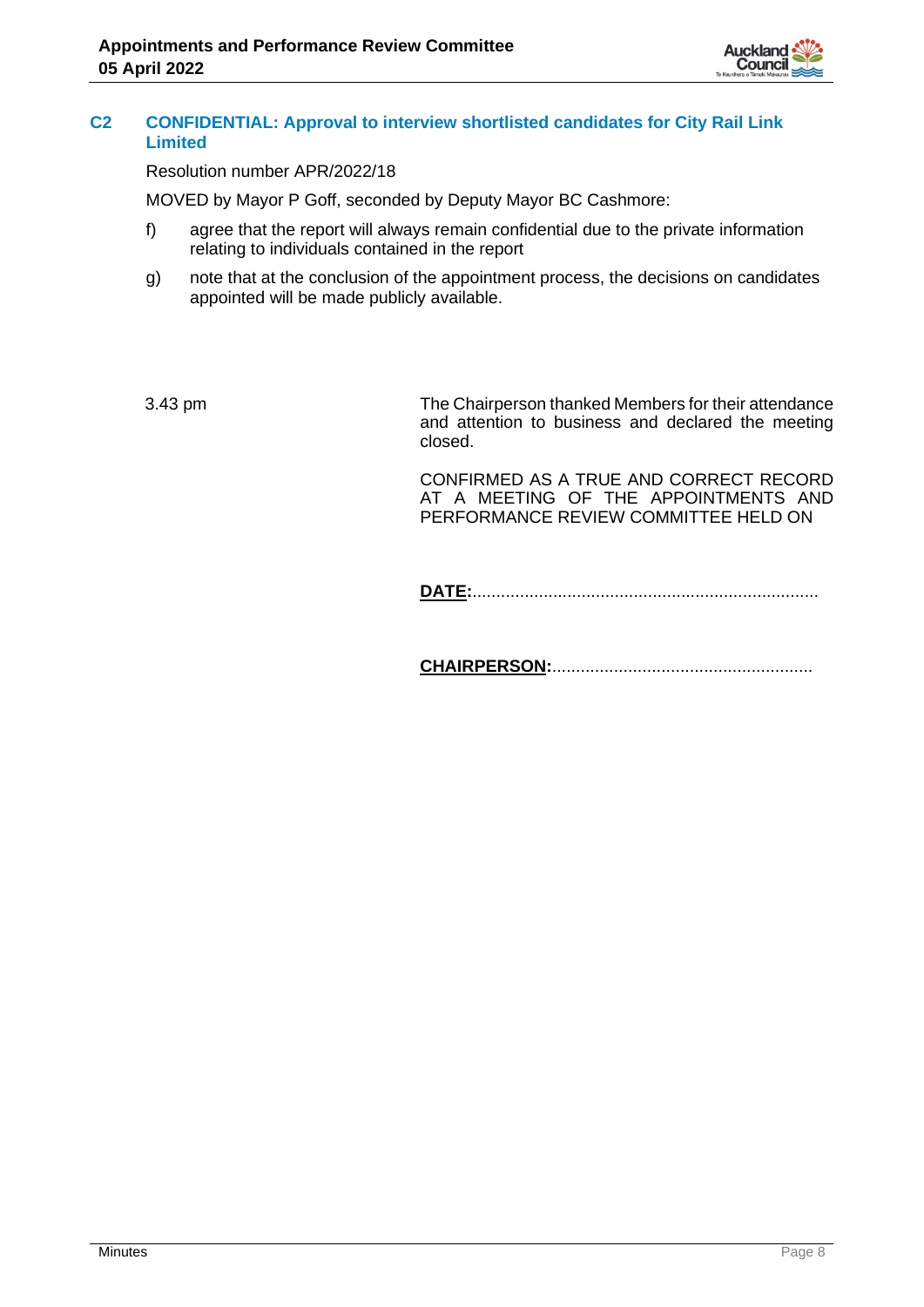## C2 CONFIDENTIAL: Approval to interview shortlisted candidates for City Rail Link Limited

Resolution number APR/2022/18

MOVED by Mayor P Goff, seconded by Deputy Mayor BC Cashmore:

f) agree that the report will always remain confidential due to the private information relating to individuals contained in the report

g) note that at the conclusion of the appointment process, the decisions on candidates appointed will be made publicly available.

3.43 pm

The Chairperson thanked Members for their attendance and attention to business and declared the meeting closed.

CONFIRMED AS A TRUE AND CORRECT RECORD AT A MEETING OF THE APPOINTMENTS AND PERFORMANCE REVIEW COMMITTEE HELD ON

**DATE:**.........................................................................

**CHAIRPERSON:**.......................................................